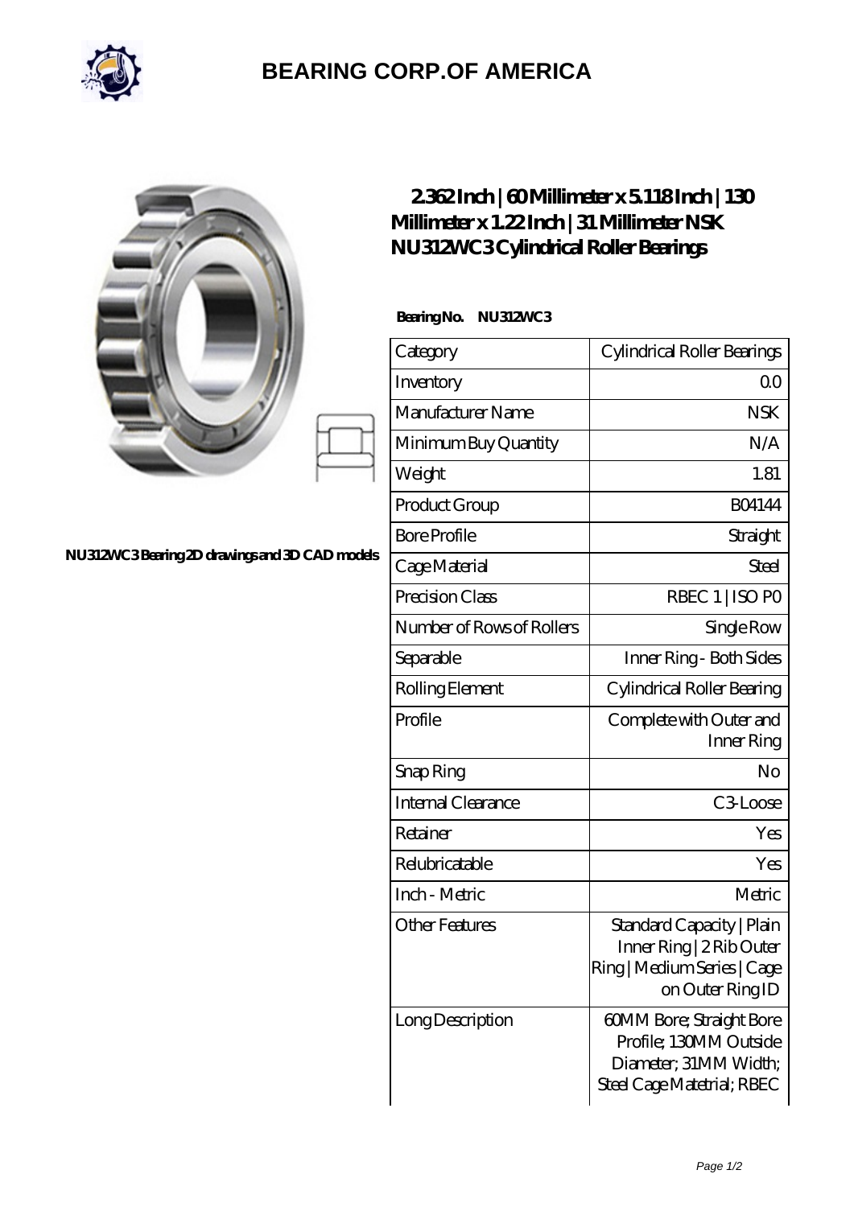# BEARING CORP.OF AMERICA

NU312WC3 Bearing 2D drawings and 3D CAD models

## 2.362 Inch | 60 Millimeter x 5.118 Inch | 130 Millimeter x 1.22 Inch | 31 Millimeter NSK NU312WC3 Cylindrical Roller Bearings

**Bearing No. NU312WC3**

| Category | Cylindrical Roller Bearings |
|---|---|
| Inventory | 0.0 |
| Manufacturer Name | NSK |
| Minimum Buy Quantity | N/A |
| Weight | 1.81 |
| Product Group | B04144 |
| Bore Profile | Straight |
| Cage Material | Steel |
| Precision Class | RBEC 1 \| ISO P0 |
| Number of Rows of Rollers | Single Row |
| Separable | Inner Ring - Both Sides |
| Rolling Element | Cylindrical Roller Bearing |
| Profile | Complete with Outer and Inner Ring |
| Snap Ring | No |
| Internal Clearance | C3-Loose |
| Retainer | Yes |
| Relubricatable | Yes |
| Inch - Metric | Metric |
| Other Features | Standard Capacity \| Plain Inner Ring \| 2 Rib Outer Ring \| Medium Series \| Cage on Outer Ring ID |
| Long Description | 60MM Bore; Straight Bore Profile; 130MM Outside Diameter; 31MM Width; Steel Cage Matetrial; RBEC |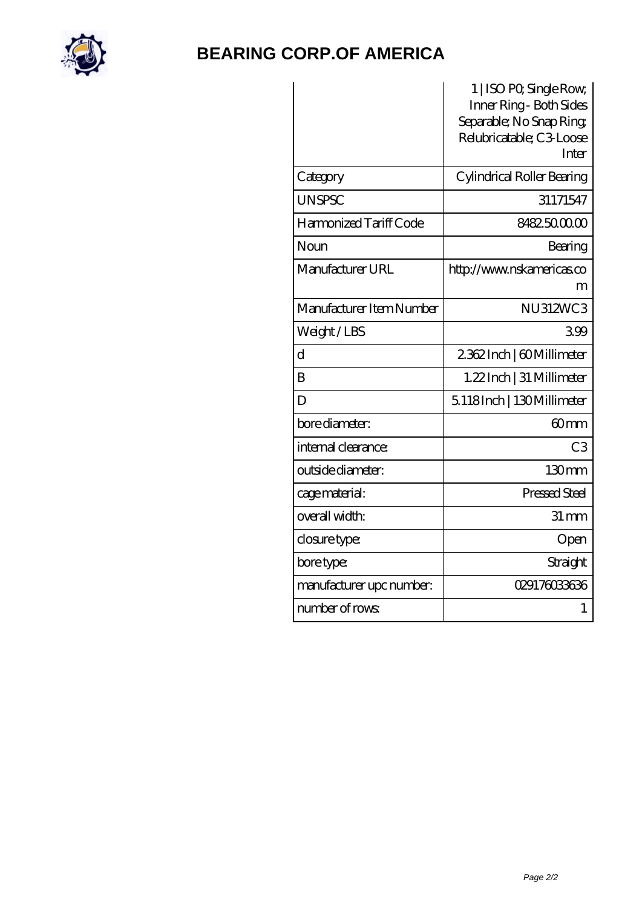| | |
|---|---|
| | 1 \| ISO P0; Single Row; Inner Ring - Both Sides Separable; No Snap Ring; Relubricatable; C3-Loose Inter |
| Category | Cylindrical Roller Bearing |
| UNSPSC | 31171547 |
| Harmonized Tariff Code | 8482.50.00.00 |
| Noun | Bearing |
| Manufacturer URL | http://www.nskamericas.com |
| Manufacturer Item Number | NU312WC3 |
| Weight / LBS | 3.99 |
| d | 2.362 Inch \| 60 Millimeter |
| B | 1.22 Inch \| 31 Millimeter |
| D | 5.118 Inch \| 130 Millimeter |
| bore diameter: | 60 mm |
| internal clearance: | C3 |
| outside diameter: | 130 mm |
| cage material: | Pressed Steel |
| overall width: | 31 mm |
| closure type: | Open |
| bore type: | Straight |
| manufacturer upc number: | 029176033636 |
| number of rows: | 1 |